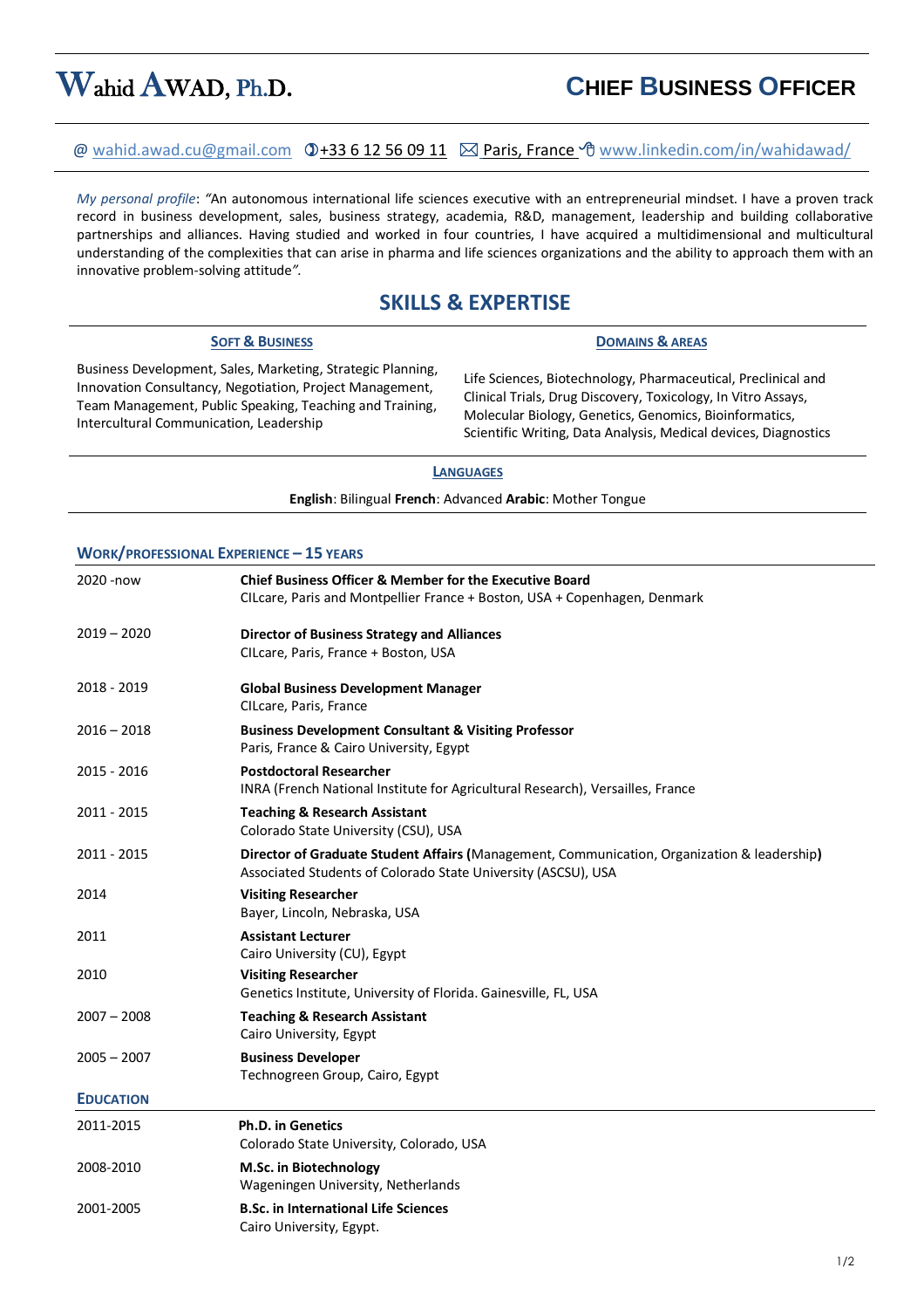# Wahid AWAD, Ph.D.

## CHIEF BUSINESS OFFICER

@ wahid.awad.cu@gmail.com ✆+33 6 12 56 09 11 ✉ Paris, France 🖱 www.linkedin.com/in/wahidawad/

*My personal profile*: *"*An autonomous international life sciences executive with an entrepreneurial mindset. I have a proven track record in business development, sales, business strategy, academia, R&D, management, leadership and building collaborative partnerships and alliances. Having studied and worked in four countries, I have acquired a multidimensional and multicultural understanding of the complexities that can arise in pharma and life sciences organizations and the ability to approach them with an innovative problem-solving attitude*"*.

## SKILLS & EXPERTISE

### SOFT & BUSINESS

Business Development, Sales, Marketing, Strategic Planning, Innovation Consultancy, Negotiation, Project Management, Team Management, Public Speaking, Teaching and Training, Intercultural Communication, Leadership

### DOMAINS & AREAS

Life Sciences, Biotechnology, Pharmaceutical, Preclinical and Clinical Trials, Drug Discovery, Toxicology, In Vitro Assays, Molecular Biology, Genetics, Genomics, Bioinformatics, Scientific Writing, Data Analysis, Medical devices, Diagnostics

### LANGUAGES

**English**: Bilingual **French**: Advanced **Arabic**: Mother Tongue

## WORK/PROFESSIONAL EXPERIENCE – 15 YEARS

| | |
|---|---|
| 2020 -now | **Chief Business Officer & Member for the Executive Board**<br>CILcare, Paris and Montpellier France + Boston, USA + Copenhagen, Denmark |
| 2019 – 2020 | **Director of Business Strategy and Alliances**<br>CILcare, Paris, France + Boston, USA |
| 2018 - 2019 | **Global Business Development Manager**<br>CILcare, Paris, France |
| 2016 – 2018 | **Business Development Consultant & Visiting Professor**<br>Paris, France & Cairo University, Egypt |
| 2015 - 2016 | **Postdoctoral Researcher**<br>INRA (French National Institute for Agricultural Research), Versailles, France |
| 2011 - 2015 | **Teaching & Research Assistant**<br>Colorado State University (CSU), USA |
| 2011 - 2015 | **Director of Graduate Student Affairs (**Management, Communication, Organization & leadership**)**<br>Associated Students of Colorado State University (ASCSU), USA |
| 2014 | **Visiting Researcher**<br>Bayer, Lincoln, Nebraska, USA |
| 2011 | **Assistant Lecturer**<br>Cairo University (CU), Egypt |
| 2010 | **Visiting Researcher**<br>Genetics Institute, University of Florida. Gainesville, FL, USA |
| 2007 – 2008 | **Teaching & Research Assistant**<br>Cairo University, Egypt |
| 2005 – 2007 | **Business Developer**<br>Technogreen Group, Cairo, Egypt |

## EDUCATION

| | |
|---|---|
| 2011-2015 | **Ph.D. in Genetics**<br>Colorado State University, Colorado, USA |
| 2008-2010 | **M.Sc. in Biotechnology**<br>Wageningen University, Netherlands |
| 2001-2005 | **B.Sc. in International Life Sciences**<br>Cairo University, Egypt. |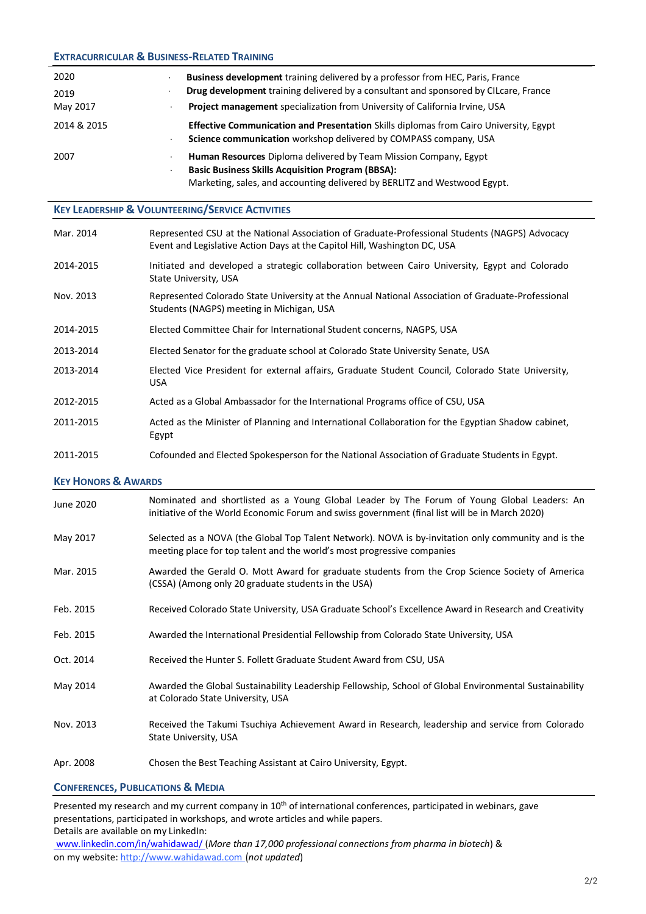## EXTRACURRICULAR & BUSINESS-RELATED TRAINING

| | |
|---|---|
| 2020 | **Business development** training delivered by a professor from HEC, Paris, France |
| 2019 | **Drug development** training delivered by a consultant and sponsored by CILcare, France |
| May 2017 | **Project management** specialization from University of California Irvine, USA |
| 2014 & 2015 | **Effective Communication and Presentation** Skills diplomas from Cairo University, Egypt<br>**Science communication** workshop delivered by COMPASS company, USA |
| 2007 | **Human Resources** Diploma delivered by Team Mission Company, Egypt<br>**Basic Business Skills Acquisition Program (BBSA):** Marketing, sales, and accounting delivered by BERLITZ and Westwood Egypt. |

## KEY LEADERSHIP & VOLUNTEERING/SERVICE ACTIVITIES

| | |
|---|---|
| Mar. 2014 | Represented CSU at the National Association of Graduate-Professional Students (NAGPS) Advocacy Event and Legislative Action Days at the Capitol Hill, Washington DC, USA |
| 2014-2015 | Initiated and developed a strategic collaboration between Cairo University, Egypt and Colorado State University, USA |
| Nov. 2013 | Represented Colorado State University at the Annual National Association of Graduate-Professional Students (NAGPS) meeting in Michigan, USA |
| 2014-2015 | Elected Committee Chair for International Student concerns, NAGPS, USA |
| 2013-2014 | Elected Senator for the graduate school at Colorado State University Senate, USA |
| 2013-2014 | Elected Vice President for external affairs, Graduate Student Council, Colorado State University, USA |
| 2012-2015 | Acted as a Global Ambassador for the International Programs office of CSU, USA |
| 2011-2015 | Acted as the Minister of Planning and International Collaboration for the Egyptian Shadow cabinet, Egypt |
| 2011-2015 | Cofounded and Elected Spokesperson for the National Association of Graduate Students in Egypt. |

## KEY HONORS & AWARDS

| | |
|---|---|
| June 2020 | Nominated and shortlisted as a Young Global Leader by The Forum of Young Global Leaders: An initiative of the World Economic Forum and swiss government (final list will be in March 2020) |
| May 2017 | Selected as a NOVA (the Global Top Talent Network). NOVA is by-invitation only community and is the meeting place for top talent and the world's most progressive companies |
| Mar. 2015 | Awarded the Gerald O. Mott Award for graduate students from the Crop Science Society of America (CSSA) (Among only 20 graduate students in the USA) |
| Feb. 2015 | Received Colorado State University, USA Graduate School's Excellence Award in Research and Creativity |
| Feb. 2015 | Awarded the International Presidential Fellowship from Colorado State University, USA |
| Oct. 2014 | Received the Hunter S. Follett Graduate Student Award from CSU, USA |
| May 2014 | Awarded the Global Sustainability Leadership Fellowship, School of Global Environmental Sustainability at Colorado State University, USA |
| Nov. 2013 | Received the Takumi Tsuchiya Achievement Award in Research, leadership and service from Colorado State University, USA |
| Apr. 2008 | Chosen the Best Teaching Assistant at Cairo University, Egypt. |

## CONFERENCES, PUBLICATIONS & MEDIA

Presented my research and my current company in 10th of international conferences, participated in webinars, gave presentations, participated in workshops, and wrote articles and while papers.
Details are available on my LinkedIn:
www.linkedin.com/in/wahidawad/ (*More than 17,000 professional connections from pharma in biotech*) &
on my website: http://www.wahidawad.com (*not updated*)